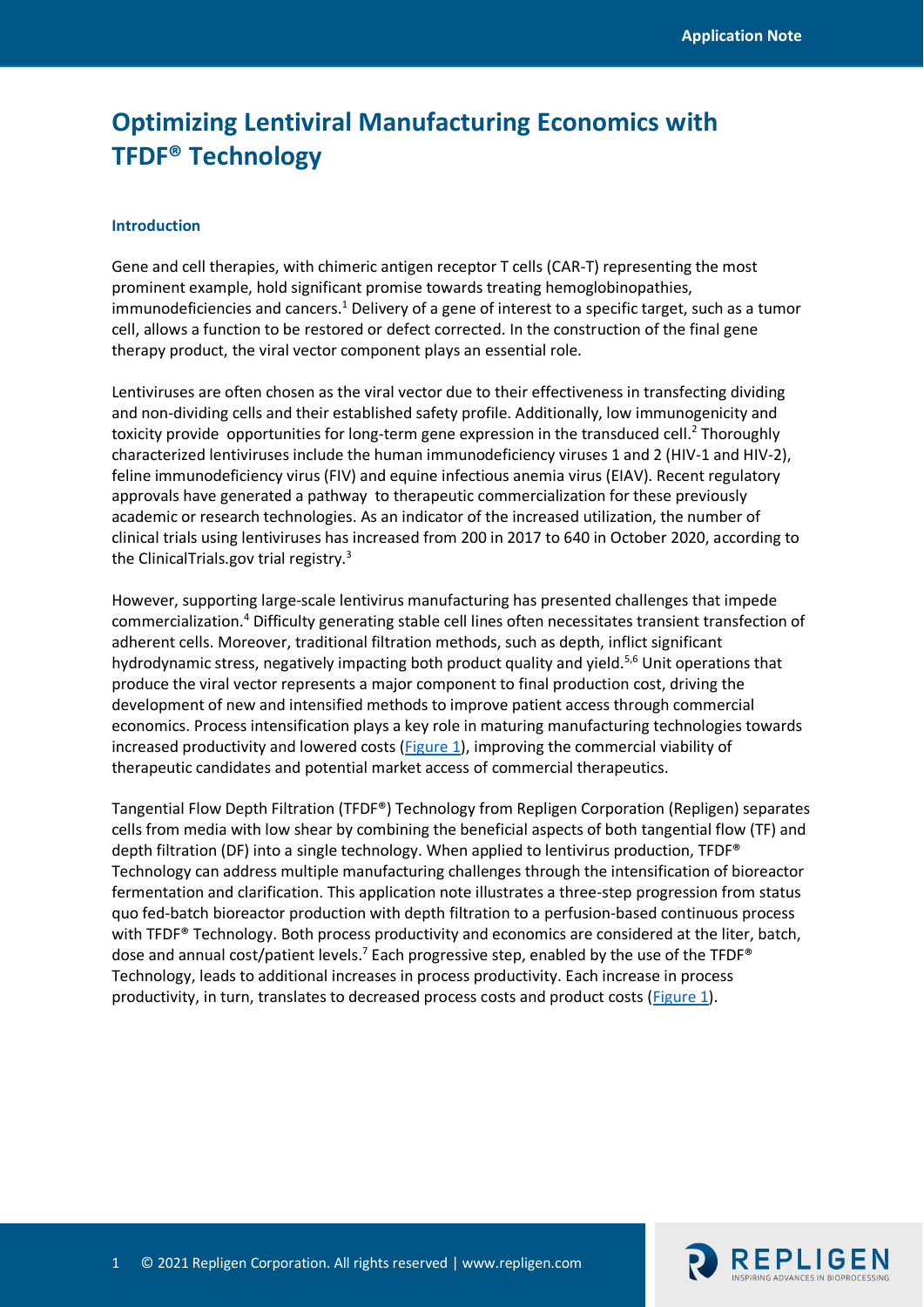# Optimizing Lentiviral Manufacturing Economics with TFDF® Technology

### Introduction

Gene and cell therapies, with chimeric antigen receptor T cells (CAR-T) representing the most prominent example, hold significant promise towards treating hemoglobinopathies, immunodeficiencies and cancers.[1] Delivery of a gene of interest to a specific target, such as a tumor cell, allows a function to be restored or defect corrected. In the construction of the final gene therapy product, the viral vector component plays an essential role.

Lentiviruses are often chosen as the viral vector due to their effectiveness in transfecting dividing and non-dividing cells and their established safety profile. Additionally, low immunogenicity and toxicity provide opportunities for long-term gene expression in the transduced cell.[2] Thoroughly characterized lentiviruses include the human immunodeficiency viruses 1 and 2 (HIV-1 and HIV-2), feline immunodeficiency virus (FIV) and equine infectious anemia virus (EIAV). Recent regulatory approvals have generated a pathway to therapeutic commercialization for these previously academic or research technologies. As an indicator of the increased utilization, the number of clinical trials using lentiviruses has increased from 200 in 2017 to 640 in October 2020, according to the ClinicalTrials.gov trial registry.[3]

However, supporting large-scale lentivirus manufacturing has presented challenges that impede commercialization.[4] Difficulty generating stable cell lines often necessitates transient transfection of adherent cells. Moreover, traditional filtration methods, such as depth, inflict significant hydrodynamic stress, negatively impacting both product quality and yield.[5,6] Unit operations that produce the viral vector represents a major component to final production cost, driving the development of new and intensified methods to improve patient access through commercial economics. Process intensification plays a key role in maturing manufacturing technologies towards increased productivity and lowered costs (Figure 1), improving the commercial viability of therapeutic candidates and potential market access of commercial therapeutics.

Tangential Flow Depth Filtration (TFDF®) Technology from Repligen Corporation (Repligen) separates cells from media with low shear by combining the beneficial aspects of both tangential flow (TF) and depth filtration (DF) into a single technology. When applied to lentivirus production, TFDF® Technology can address multiple manufacturing challenges through the intensification of bioreactor fermentation and clarification. This application note illustrates a three-step progression from status quo fed-batch bioreactor production with depth filtration to a perfusion-based continuous process with TFDF® Technology. Both process productivity and economics are considered at the liter, batch, dose and annual cost/patient levels.[7] Each progressive step, enabled by the use of the TFDF® Technology, leads to additional increases in process productivity. Each increase in process productivity, in turn, translates to decreased process costs and product costs (Figure 1).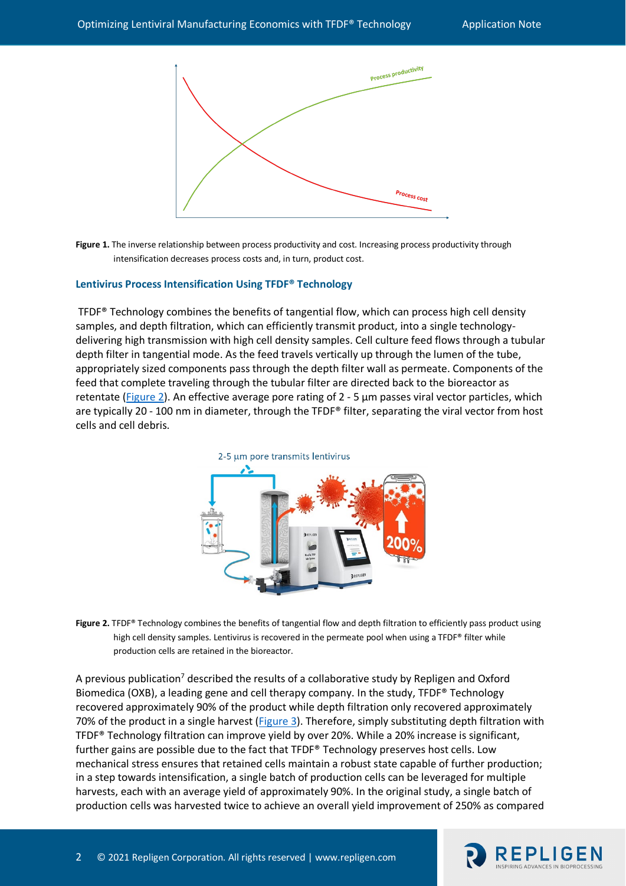**Figure 1.** The inverse relationship between process productivity and cost. Increasing process productivity through intensification decreases process costs and, in turn, product cost.

### Lentivirus Process Intensification Using TFDF® Technology

TFDF® Technology combines the benefits of tangential flow, which can process high cell density samples, and depth filtration, which can efficiently transmit product, into a single technology-delivering high transmission with high cell density samples. Cell culture feed flows through a tubular depth filter in tangential mode. As the feed travels vertically up through the lumen of the tube, appropriately sized components pass through the depth filter wall as permeate. Components of the feed that complete traveling through the tubular filter are directed back to the bioreactor as retentate (Figure 2). An effective average pore rating of 2 - 5 µm passes viral vector particles, which are typically 20 - 100 nm in diameter, through the TFDF® filter, separating the viral vector from host cells and cell debris.

**Figure 2.** TFDF® Technology combines the benefits of tangential flow and depth filtration to efficiently pass product using high cell density samples. Lentivirus is recovered in the permeate pool when using a TFDF® filter while production cells are retained in the bioreactor.

A previous publication[7] described the results of a collaborative study by Repligen and Oxford Biomedica (OXB), a leading gene and cell therapy company. In the study, TFDF® Technology recovered approximately 90% of the product while depth filtration only recovered approximately 70% of the product in a single harvest (Figure 3). Therefore, simply substituting depth filtration with TFDF® Technology filtration can improve yield by over 20%. While a 20% increase is significant, further gains are possible due to the fact that TFDF® Technology preserves host cells. Low mechanical stress ensures that retained cells maintain a robust state capable of further production; in a step towards intensification, a single batch of production cells can be leveraged for multiple harvests, each with an average yield of approximately 90%. In the original study, a single batch of production cells was harvested twice to achieve an overall yield improvement of 250% as compared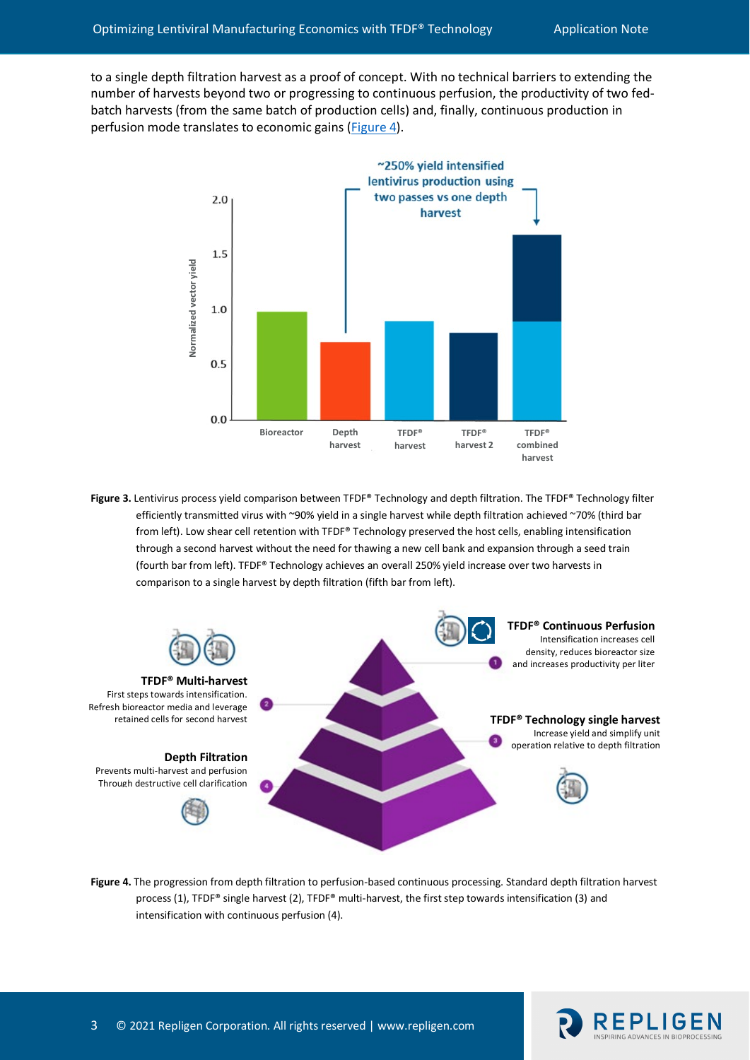to a single depth filtration harvest as a proof of concept. With no technical barriers to extending the number of harvests beyond two or progressing to continuous perfusion, the productivity of two fed-batch harvests (from the same batch of production cells) and, finally, continuous production in perfusion mode translates to economic gains (Figure 4).

**Figure 3.** Lentivirus process yield comparison between TFDF® Technology and depth filtration. The TFDF® Technology filter efficiently transmitted virus with ~90% yield in a single harvest while depth filtration achieved ~70% (third bar from left). Low shear cell retention with TFDF® Technology preserved the host cells, enabling intensification through a second harvest without the need for thawing a new cell bank and expansion through a seed train (fourth bar from left). TFDF® Technology achieves an overall 250% yield increase over two harvests in comparison to a single harvest by depth filtration (fifth bar from left).

**Figure 4.** The progression from depth filtration to perfusion-based continuous processing. Standard depth filtration harvest process (1), TFDF® single harvest (2), TFDF® multi-harvest, the first step towards intensification (3) and intensification with continuous perfusion (4).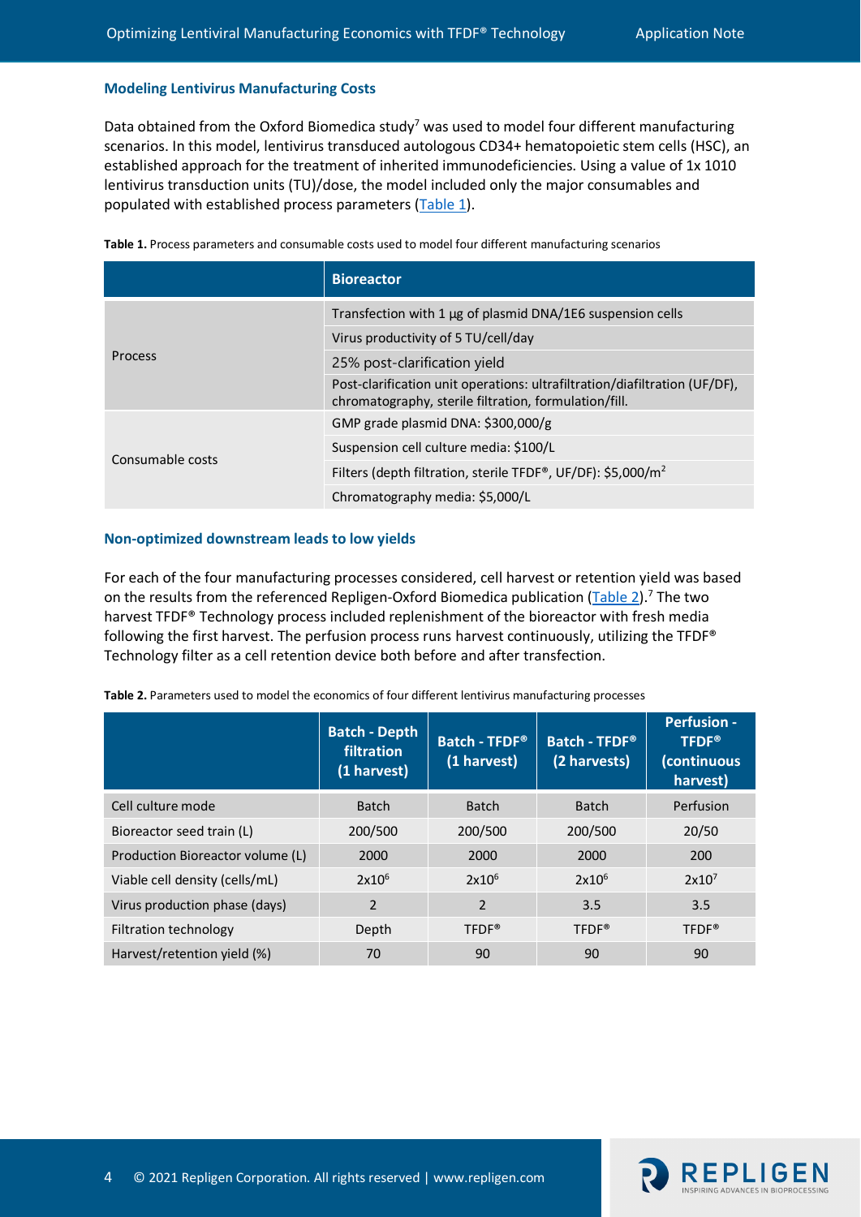### Modeling Lentivirus Manufacturing Costs

Data obtained from the Oxford Biomedica study[7] was used to model four different manufacturing scenarios. In this model, lentivirus transduced autologous CD34+ hematopoietic stem cells (HSC), an established approach for the treatment of inherited immunodeficiencies. Using a value of 1x 1010 lentivirus transduction units (TU)/dose, the model included only the major consumables and populated with established process parameters (Table 1).

**Table 1.** Process parameters and consumable costs used to model four different manufacturing scenarios

| | Bioreactor |
|---|---|
| Process | Transfection with 1 µg of plasmid DNA/1E6 suspension cells |
| | Virus productivity of 5 TU/cell/day |
| | 25% post-clarification yield |
| | Post-clarification unit operations: ultrafiltration/diafiltration (UF/DF), chromatography, sterile filtration, formulation/fill. |
| Consumable costs | GMP grade plasmid DNA: $300,000/g |
| | Suspension cell culture media: $100/L |
| | Filters (depth filtration, sterile TFDF®, UF/DF): $5,000/$m^2$ |
| | Chromatography media: $5,000/L |

### Non-optimized downstream leads to low yields

For each of the four manufacturing processes considered, cell harvest or retention yield was based on the results from the referenced Repligen-Oxford Biomedica publication (Table 2).[7] The two harvest TFDF® Technology process included replenishment of the bioreactor with fresh media following the first harvest. The perfusion process runs harvest continuously, utilizing the TFDF® Technology filter as a cell retention device both before and after transfection.

**Table 2.** Parameters used to model the economics of four different lentivirus manufacturing processes

| | Batch - Depth filtration (1 harvest) | Batch - TFDF® (1 harvest) | Batch - TFDF® (2 harvests) | Perfusion - TFDF® (continuous harvest) |
|---|---|---|---|---|
| Cell culture mode | Batch | Batch | Batch | Perfusion |
| Bioreactor seed train (L) | 200/500 | 200/500 | 200/500 | 20/50 |
| Production Bioreactor volume (L) | 2000 | 2000 | 2000 | 200 |
| Viable cell density (cells/mL) | $2 \times 10^6$ | $2 \times 10^6$ | $2 \times 10^6$ | $2 \times 10^7$ |
| Virus production phase (days) | 2 | 2 | 3.5 | 3.5 |
| Filtration technology | Depth | TFDF® | TFDF® | TFDF® |
| Harvest/retention yield (%) | 70 | 90 | 90 | 90 |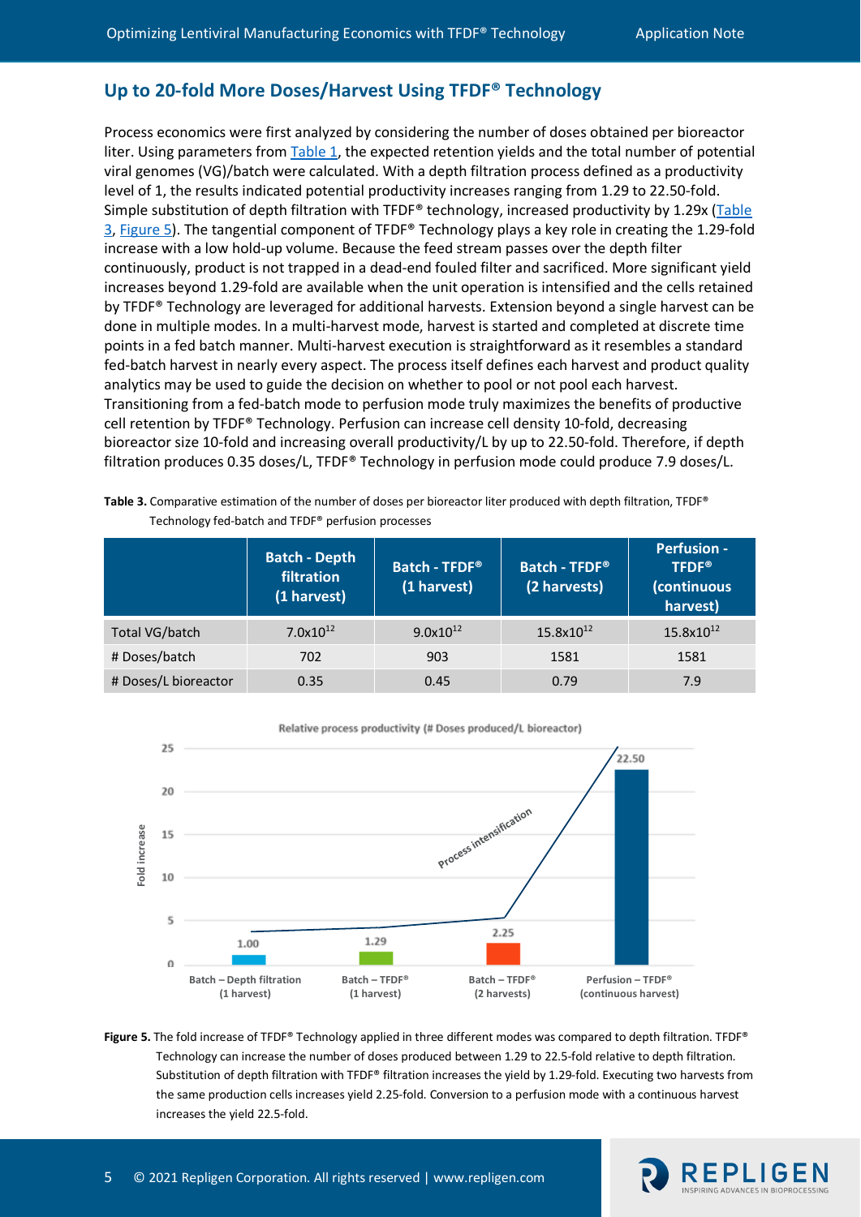## Up to 20-fold More Doses/Harvest Using TFDF® Technology

Process economics were first analyzed by considering the number of doses obtained per bioreactor liter. Using parameters from Table 1, the expected retention yields and the total number of potential viral genomes (VG)/batch were calculated. With a depth filtration process defined as a productivity level of 1, the results indicated potential productivity increases ranging from 1.29 to 22.50-fold. Simple substitution of depth filtration with TFDF® technology, increased productivity by 1.29x (Table 3, Figure 5). The tangential component of TFDF® Technology plays a key role in creating the 1.29-fold increase with a low hold-up volume. Because the feed stream passes over the depth filter continuously, product is not trapped in a dead-end fouled filter and sacrificed. More significant yield increases beyond 1.29-fold are available when the unit operation is intensified and the cells retained by TFDF® Technology are leveraged for additional harvests. Extension beyond a single harvest can be done in multiple modes. In a multi-harvest mode, harvest is started and completed at discrete time points in a fed batch manner. Multi-harvest execution is straightforward as it resembles a standard fed-batch harvest in nearly every aspect. The process itself defines each harvest and product quality analytics may be used to guide the decision on whether to pool or not pool each harvest. Transitioning from a fed-batch mode to perfusion mode truly maximizes the benefits of productive cell retention by TFDF® Technology. Perfusion can increase cell density 10-fold, decreasing bioreactor size 10-fold and increasing overall productivity/L by up to 22.50-fold. Therefore, if depth filtration produces 0.35 doses/L, TFDF® Technology in perfusion mode could produce 7.9 doses/L.

**Table 3.** Comparative estimation of the number of doses per bioreactor liter produced with depth filtration, TFDF® Technology fed-batch and TFDF® perfusion processes

| | Batch - Depth filtration (1 harvest) | Batch - TFDF® (1 harvest) | Batch - TFDF® (2 harvests) | Perfusion - TFDF® (continuous harvest) |
|---|---|---|---|---|
| Total VG/batch | $7.0 \times 10^{12}$ | $9.0 \times 10^{12}$ | $15.8 \times 10^{12}$ | $15.8 \times 10^{12}$ |
| # Doses/batch | 702 | 903 | 1581 | 1581 |
| # Doses/L bioreactor | 0.35 | 0.45 | 0.79 | 7.9 |

Relative process productivity (# Doses produced/L bioreactor)

| | Batch – Depth filtration (1 harvest) | Batch – TFDF® (1 harvest) | Batch – TFDF® (2 harvests) | Perfusion – TFDF® (continuous harvest) |
|---|---|---|---|---|
| Fold increase | 1.00 | 1.29 | 2.25 | 22.50 |

**Figure 5.** The fold increase of TFDF® Technology applied in three different modes was compared to depth filtration. TFDF® Technology can increase the number of doses produced between 1.29 to 22.5-fold relative to depth filtration. Substitution of depth filtration with TFDF® filtration increases the yield by 1.29-fold. Executing two harvests from the same production cells increases yield 2.25-fold. Conversion to a perfusion mode with a continuous harvest increases the yield 22.5-fold.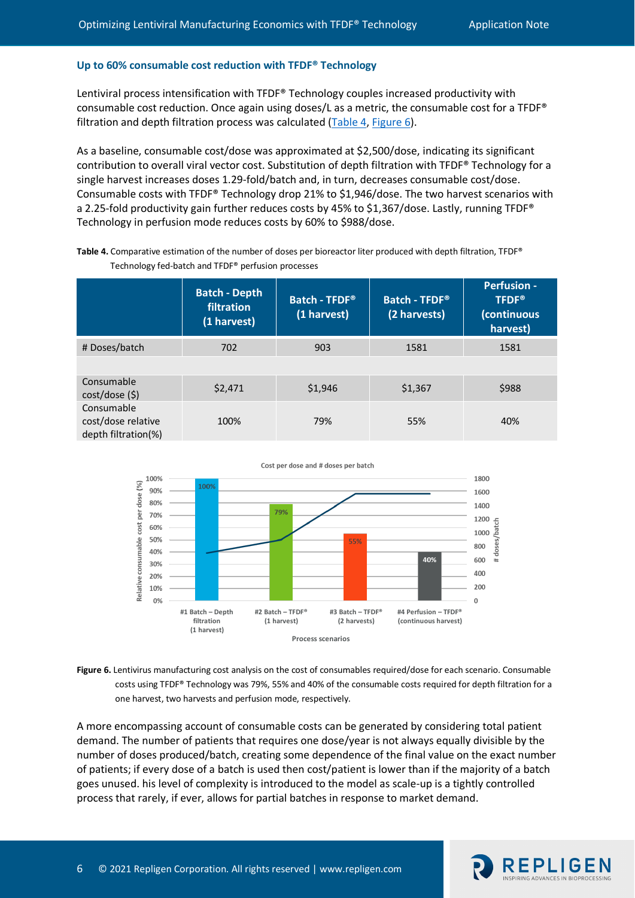### Up to 60% consumable cost reduction with TFDF® Technology

Lentiviral process intensification with TFDF® Technology couples increased productivity with consumable cost reduction. Once again using doses/L as a metric, the consumable cost for a TFDF® filtration and depth filtration process was calculated (Table 4, Figure 6).

As a baseline, consumable cost/dose was approximated at $2,500/dose, indicating its significant contribution to overall viral vector cost. Substitution of depth filtration with TFDF® Technology for a single harvest increases doses 1.29-fold/batch and, in turn, decreases consumable cost/dose. Consumable costs with TFDF® Technology drop 21% to $1,946/dose. The two harvest scenarios with a 2.25-fold productivity gain further reduces costs by 45% to $1,367/dose. Lastly, running TFDF® Technology in perfusion mode reduces costs by 60% to $988/dose.

**Table 4.** Comparative estimation of the number of doses per bioreactor liter produced with depth filtration, TFDF® Technology fed-batch and TFDF® perfusion processes

| | Batch - Depth filtration (1 harvest) | Batch - TFDF® (1 harvest) | Batch - TFDF® (2 harvests) | Perfusion - TFDF® (continuous harvest) |
|---|---|---|---|---|
| # Doses/batch | 702 | 903 | 1581 | 1581 |
| | | | | |
| Consumable cost/dose ($) | $2,471 | $1,946 | $1,367 | $988 |
| Consumable cost/dose relative depth filtration(%) | 100% | 79% | 55% | 40% |

**Figure 6.** Lentivirus manufacturing cost analysis on the cost of consumables required/dose for each scenario. Consumable costs using TFDF® Technology was 79%, 55% and 40% of the consumable costs required for depth filtration for a one harvest, two harvests and perfusion mode, respectively.

A more encompassing account of consumable costs can be generated by considering total patient demand. The number of patients that requires one dose/year is not always equally divisible by the number of doses produced/batch, creating some dependence of the final value on the exact number of patients; if every dose of a batch is used then cost/patient is lower than if the majority of a batch goes unused. his level of complexity is introduced to the model as scale-up is a tightly controlled process that rarely, if ever, allows for partial batches in response to market demand.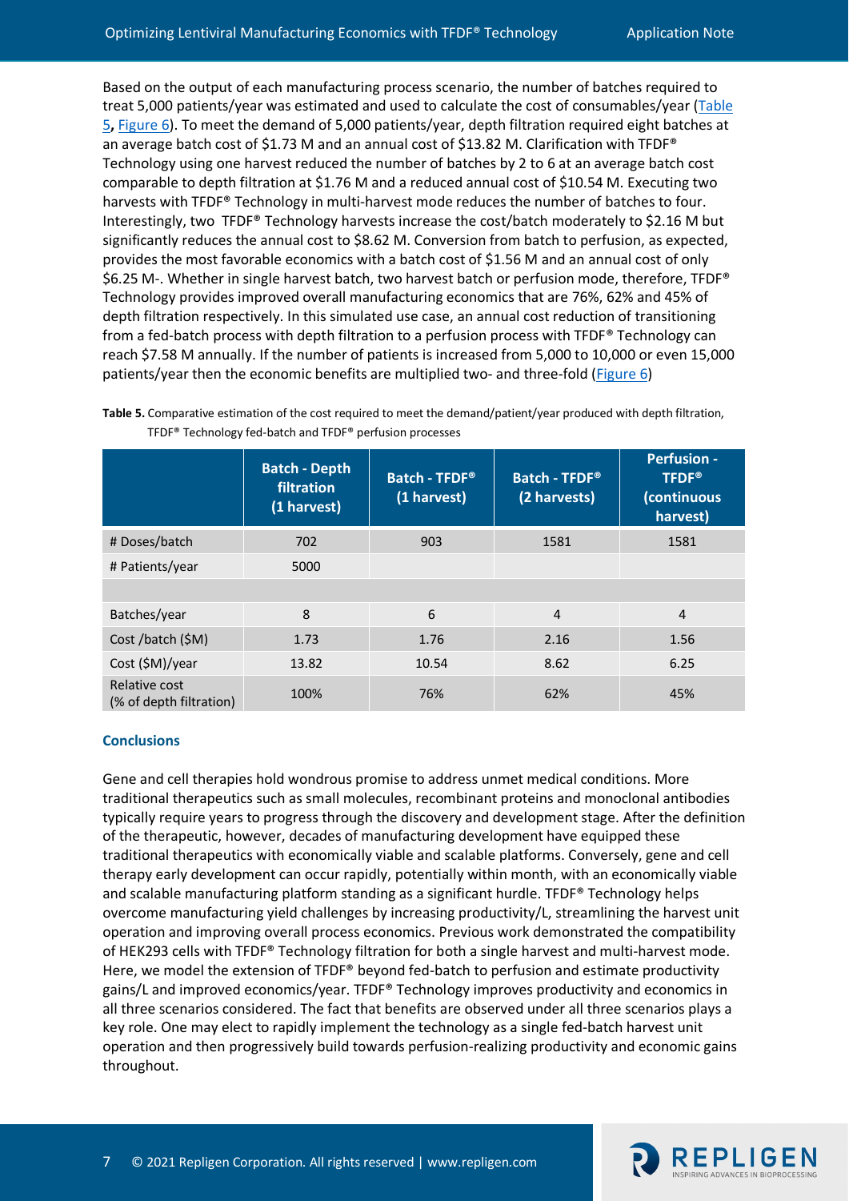Based on the output of each manufacturing process scenario, the number of batches required to treat 5,000 patients/year was estimated and used to calculate the cost of consumables/year (Table 5, Figure 6). To meet the demand of 5,000 patients/year, depth filtration required eight batches at an average batch cost of $1.73 M and an annual cost of $13.82 M. Clarification with TFDF® Technology using one harvest reduced the number of batches by 2 to 6 at an average batch cost comparable to depth filtration at $1.76 M and a reduced annual cost of $10.54 M. Executing two harvests with TFDF® Technology in multi-harvest mode reduces the number of batches to four. Interestingly, two TFDF® Technology harvests increase the cost/batch moderately to $2.16 M but significantly reduces the annual cost to $8.62 M. Conversion from batch to perfusion, as expected, provides the most favorable economics with a batch cost of $1.56 M and an annual cost of only $6.25 M-. Whether in single harvest batch, two harvest batch or perfusion mode, therefore, TFDF® Technology provides improved overall manufacturing economics that are 76%, 62% and 45% of depth filtration respectively. In this simulated use case, an annual cost reduction of transitioning from a fed-batch process with depth filtration to a perfusion process with TFDF® Technology can reach $7.58 M annually. If the number of patients is increased from 5,000 to 10,000 or even 15,000 patients/year then the economic benefits are multiplied two- and three-fold (Figure 6)

**Table 5.** Comparative estimation of the cost required to meet the demand/patient/year produced with depth filtration, TFDF® Technology fed-batch and TFDF® perfusion processes

| | Batch - Depth filtration (1 harvest) | Batch - TFDF® (1 harvest) | Batch - TFDF® (2 harvests) | Perfusion - TFDF® (continuous harvest) |
|---|---|---|---|---|
| # Doses/batch | 702 | 903 | 1581 | 1581 |
| # Patients/year | 5000 | | | |
| | | | | |
| Batches/year | 8 | 6 | 4 | 4 |
| Cost /batch ($M) | 1.73 | 1.76 | 2.16 | 1.56 |
| Cost ($M)/year | 13.82 | 10.54 | 8.62 | 6.25 |
| Relative cost (% of depth filtration) | 100% | 76% | 62% | 45% |

### Conclusions

Gene and cell therapies hold wondrous promise to address unmet medical conditions. More traditional therapeutics such as small molecules, recombinant proteins and monoclonal antibodies typically require years to progress through the discovery and development stage. After the definition of the therapeutic, however, decades of manufacturing development have equipped these traditional therapeutics with economically viable and scalable platforms. Conversely, gene and cell therapy early development can occur rapidly, potentially within month, with an economically viable and scalable manufacturing platform standing as a significant hurdle. TFDF® Technology helps overcome manufacturing yield challenges by increasing productivity/L, streamlining the harvest unit operation and improving overall process economics. Previous work demonstrated the compatibility of HEK293 cells with TFDF® Technology filtration for both a single harvest and multi-harvest mode. Here, we model the extension of TFDF® beyond fed-batch to perfusion and estimate productivity gains/L and improved economics/year. TFDF® Technology improves productivity and economics in all three scenarios considered. The fact that benefits are observed under all three scenarios plays a key role. One may elect to rapidly implement the technology as a single fed-batch harvest unit operation and then progressively build towards perfusion-realizing productivity and economic gains throughout.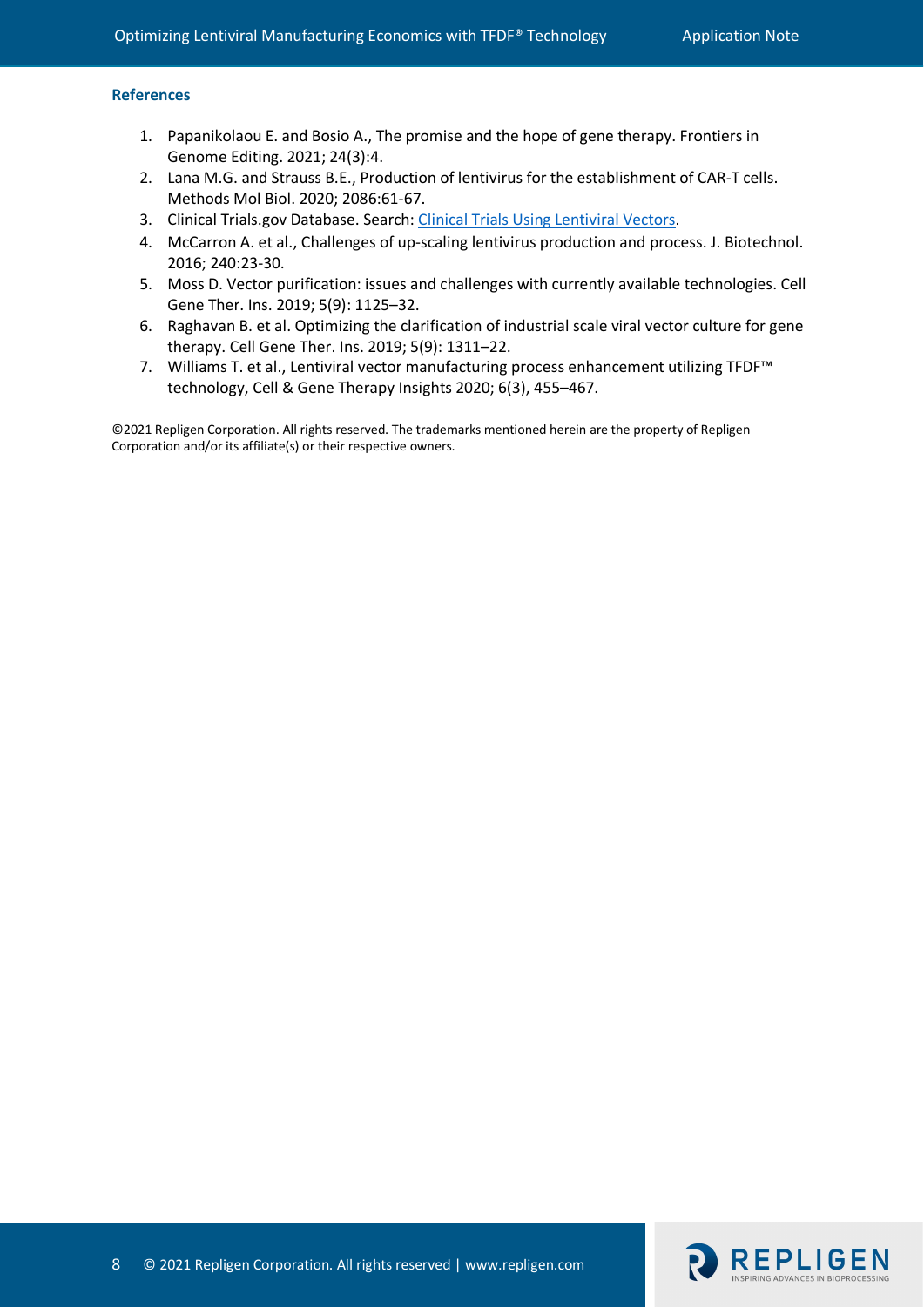### References

1. Papanikolaou E. and Bosio A., The promise and the hope of gene therapy. Frontiers in Genome Editing. 2021; 24(3):4.
2. Lana M.G. and Strauss B.E., Production of lentivirus for the establishment of CAR-T cells. Methods Mol Biol. 2020; 2086:61-67.
3. Clinical Trials.gov Database. Search: Clinical Trials Using Lentiviral Vectors.
4. McCarron A. et al., Challenges of up-scaling lentivirus production and process. J. Biotechnol. 2016; 240:23-30.
5. Moss D. Vector purification: issues and challenges with currently available technologies. Cell Gene Ther. Ins. 2019; 5(9): 1125–32.
6. Raghavan B. et al. Optimizing the clarification of industrial scale viral vector culture for gene therapy. Cell Gene Ther. Ins. 2019; 5(9): 1311–22.
7. Williams T. et al., Lentiviral vector manufacturing process enhancement utilizing TFDF™ technology, Cell & Gene Therapy Insights 2020; 6(3), 455–467.

©2021 Repligen Corporation. All rights reserved. The trademarks mentioned herein are the property of Repligen Corporation and/or its affiliate(s) or their respective owners.